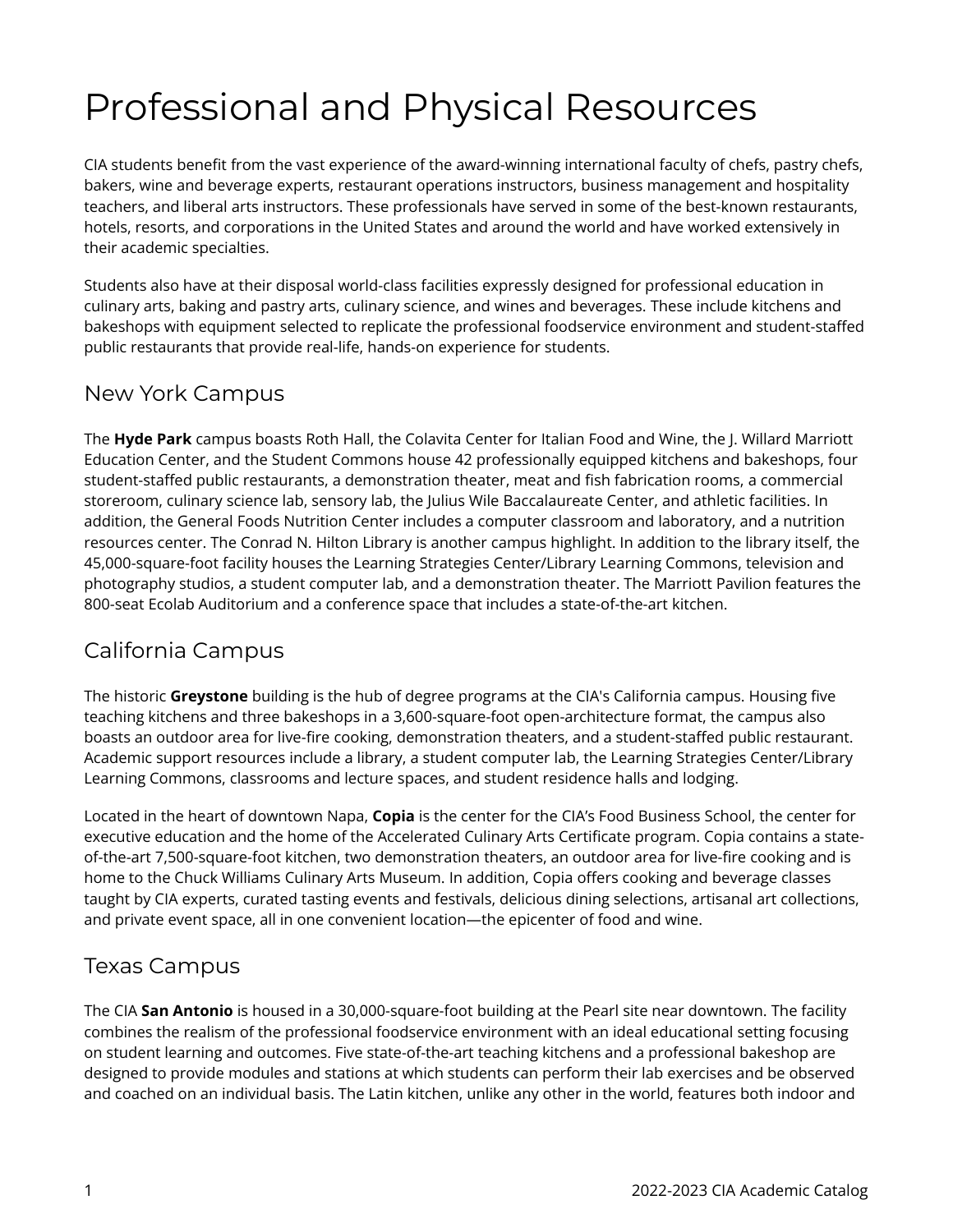# Professional and Physical Resources

CIA students benefit from the vast experience of the award-winning international faculty of chefs, pastry chefs, bakers, wine and beverage experts, restaurant operations instructors, business management and hospitality teachers, and liberal arts instructors. These professionals have served in some of the best-known restaurants, hotels, resorts, and corporations in the United States and around the world and have worked extensively in their academic specialties.

Students also have at their disposal world-class facilities expressly designed for professional education in culinary arts, baking and pastry arts, culinary science, and wines and beverages. These include kitchens and bakeshops with equipment selected to replicate the professional foodservice environment and student-staffed public restaurants that provide real-life, hands-on experience for students.

## New York Campus

The **Hyde Park** campus boasts Roth Hall, the Colavita Center for Italian Food and Wine, the J. Willard Marriott Education Center, and the Student Commons house 42 professionally equipped kitchens and bakeshops, four student-staffed public restaurants, a demonstration theater, meat and fish fabrication rooms, a commercial storeroom, culinary science lab, sensory lab, the Julius Wile Baccalaureate Center, and athletic facilities. In addition, the General Foods Nutrition Center includes a computer classroom and laboratory, and a nutrition resources center. The Conrad N. Hilton Library is another campus highlight. In addition to the library itself, the 45,000-square-foot facility houses the Learning Strategies Center/Library Learning Commons, television and photography studios, a student computer lab, and a demonstration theater. The Marriott Pavilion features the 800-seat Ecolab Auditorium and a conference space that includes a state-of-the-art kitchen.

## California Campus

The historic **Greystone** building is the hub of degree programs at the CIA's California campus. Housing five teaching kitchens and three bakeshops in a 3,600-square-foot open-architecture format, the campus also boasts an outdoor area for live-fire cooking, demonstration theaters, and a student-staffed public restaurant. Academic support resources include a library, a student computer lab, the Learning Strategies Center/Library Learning Commons, classrooms and lecture spaces, and student residence halls and lodging.

Located in the heart of downtown Napa, **Copia** is the center for the CIA's Food Business School, the center for executive education and the home of the Accelerated Culinary Arts Certificate program. Copia contains a state-of-the-art 7,500-square-foot kitchen, two demonstration theaters, an outdoor area for live-fire cooking and is home to the Chuck Williams Culinary Arts Museum. In addition, Copia offers cooking and beverage classes taught by CIA experts, curated tasting events and festivals, delicious dining selections, artisanal art collections, and private event space, all in one convenient location—the epicenter of food and wine.

## Texas Campus

The CIA **San Antonio** is housed in a 30,000-square-foot building at the Pearl site near downtown. The facility combines the realism of the professional foodservice environment with an ideal educational setting focusing on student learning and outcomes. Five state-of-the-art teaching kitchens and a professional bakeshop are designed to provide modules and stations at which students can perform their lab exercises and be observed and coached on an individual basis. The Latin kitchen, unlike any other in the world, features both indoor and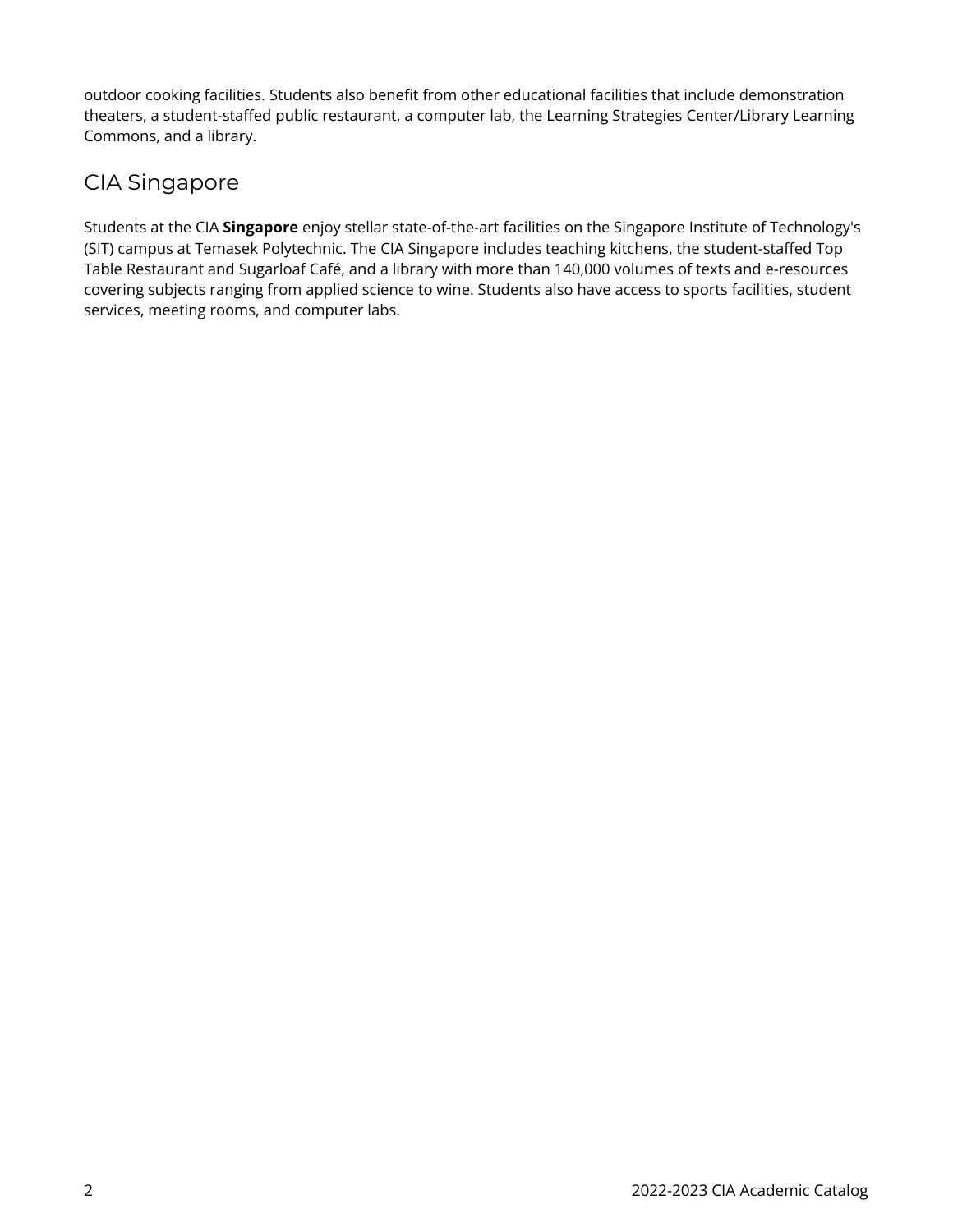outdoor cooking facilities. Students also benefit from other educational facilities that include demonstration theaters, a student-staffed public restaurant, a computer lab, the Learning Strategies Center/Library Learning Commons, and a library.

## CIA Singapore

Students at the CIA **Singapore** enjoy stellar state-of-the-art facilities on the Singapore Institute of Technology's (SIT) campus at Temasek Polytechnic. The CIA Singapore includes teaching kitchens, the student-staffed Top Table Restaurant and Sugarloaf Café, and a library with more than 140,000 volumes of texts and e-resources covering subjects ranging from applied science to wine. Students also have access to sports facilities, student services, meeting rooms, and computer labs.